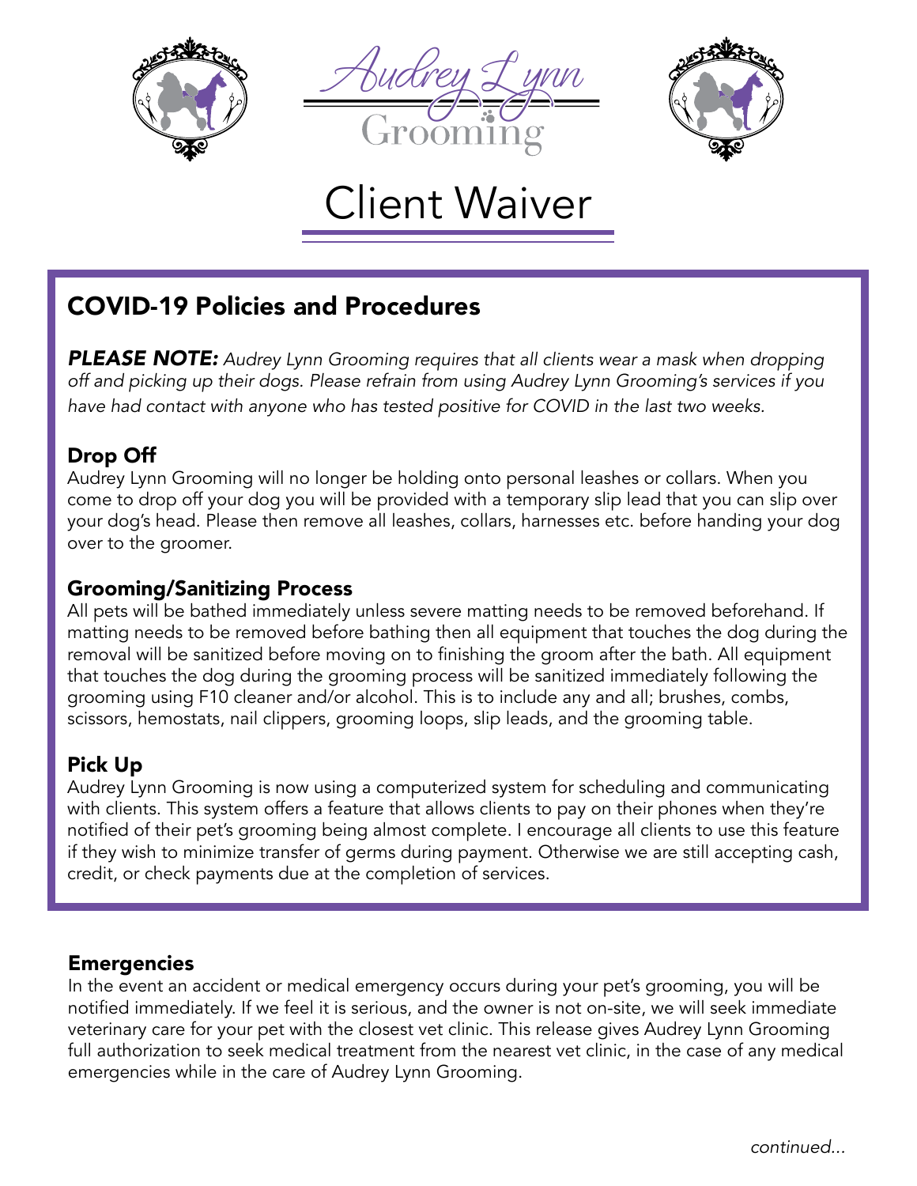Audrey Lynn Grooming

# Client Waiver

## COVID-19 Policies and Procedures

***PLEASE NOTE:*** *Audrey Lynn Grooming requires that all clients wear a mask when dropping off and picking up their dogs. Please refrain from using Audrey Lynn Grooming's services if you have had contact with anyone who has tested positive for COVID in the last two weeks.*

### Drop Off

Audrey Lynn Grooming will no longer be holding onto personal leashes or collars. When you come to drop off your dog you will be provided with a temporary slip lead that you can slip over your dog's head. Please then remove all leashes, collars, harnesses etc. before handing your dog over to the groomer.

### Grooming/Sanitizing Process

All pets will be bathed immediately unless severe matting needs to be removed beforehand. If matting needs to be removed before bathing then all equipment that touches the dog during the removal will be sanitized before moving on to finishing the groom after the bath. All equipment that touches the dog during the grooming process will be sanitized immediately following the grooming using F10 cleaner and/or alcohol. This is to include any and all; brushes, combs, scissors, hemostats, nail clippers, grooming loops, slip leads, and the grooming table.

### Pick Up

Audrey Lynn Grooming is now using a computerized system for scheduling and communicating with clients. This system offers a feature that allows clients to pay on their phones when they're notified of their pet's grooming being almost complete. I encourage all clients to use this feature if they wish to minimize transfer of germs during payment. Otherwise we are still accepting cash, credit, or check payments due at the completion of services.

### Emergencies

In the event an accident or medical emergency occurs during your pet's grooming, you will be notified immediately. If we feel it is serious, and the owner is not on-site, we will seek immediate veterinary care for your pet with the closest vet clinic. This release gives Audrey Lynn Grooming full authorization to seek medical treatment from the nearest vet clinic, in the case of any medical emergencies while in the care of Audrey Lynn Grooming.

*continued...*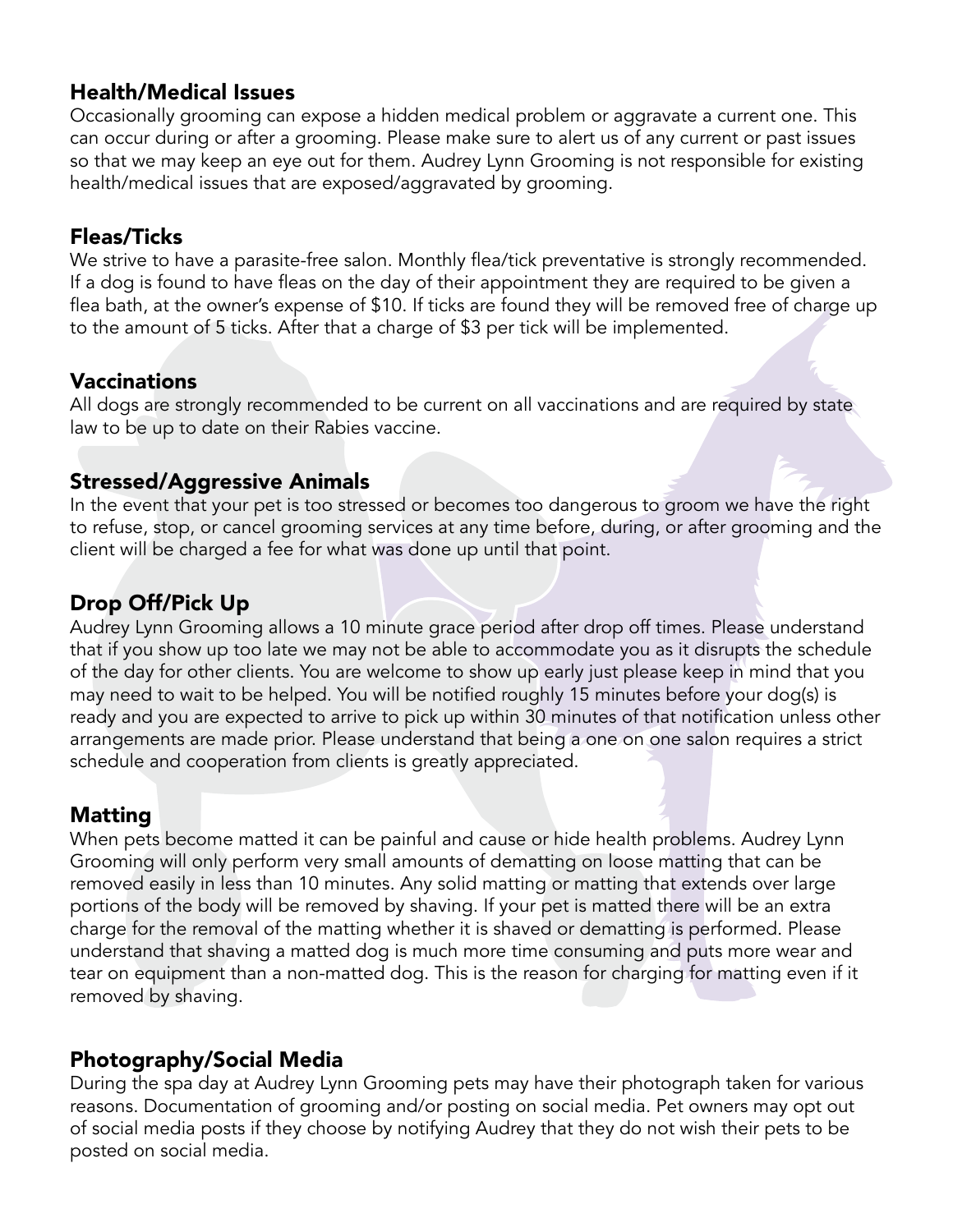## Health/Medical Issues

Occasionally grooming can expose a hidden medical problem or aggravate a current one. This can occur during or after a grooming. Please make sure to alert us of any current or past issues so that we may keep an eye out for them. Audrey Lynn Grooming is not responsible for existing health/medical issues that are exposed/aggravated by grooming.

## Fleas/Ticks

We strive to have a parasite-free salon. Monthly flea/tick preventative is strongly recommended. If a dog is found to have fleas on the day of their appointment they are required to be given a flea bath, at the owner's expense of $10. If ticks are found they will be removed free of charge up to the amount of 5 ticks. After that a charge of $3 per tick will be implemented.

## Vaccinations

All dogs are strongly recommended to be current on all vaccinations and are required by state law to be up to date on their Rabies vaccine.

## Stressed/Aggressive Animals

In the event that your pet is too stressed or becomes too dangerous to groom we have the right to refuse, stop, or cancel grooming services at any time before, during, or after grooming and the client will be charged a fee for what was done up until that point.

## Drop Off/Pick Up

Audrey Lynn Grooming allows a 10 minute grace period after drop off times. Please understand that if you show up too late we may not be able to accommodate you as it disrupts the schedule of the day for other clients. You are welcome to show up early just please keep in mind that you may need to wait to be helped. You will be notified roughly 15 minutes before your dog(s) is ready and you are expected to arrive to pick up within 30 minutes of that notification unless other arrangements are made prior. Please understand that being a one on one salon requires a strict schedule and cooperation from clients is greatly appreciated.

## Matting

When pets become matted it can be painful and cause or hide health problems. Audrey Lynn Grooming will only perform very small amounts of dematting on loose matting that can be removed easily in less than 10 minutes. Any solid matting or matting that extends over large portions of the body will be removed by shaving. If your pet is matted there will be an extra charge for the removal of the matting whether it is shaved or dematting is performed. Please understand that shaving a matted dog is much more time consuming and puts more wear and tear on equipment than a non-matted dog. This is the reason for charging for matting even if it removed by shaving.

## Photography/Social Media

During the spa day at Audrey Lynn Grooming pets may have their photograph taken for various reasons. Documentation of grooming and/or posting on social media. Pet owners may opt out of social media posts if they choose by notifying Audrey that they do not wish their pets to be posted on social media.